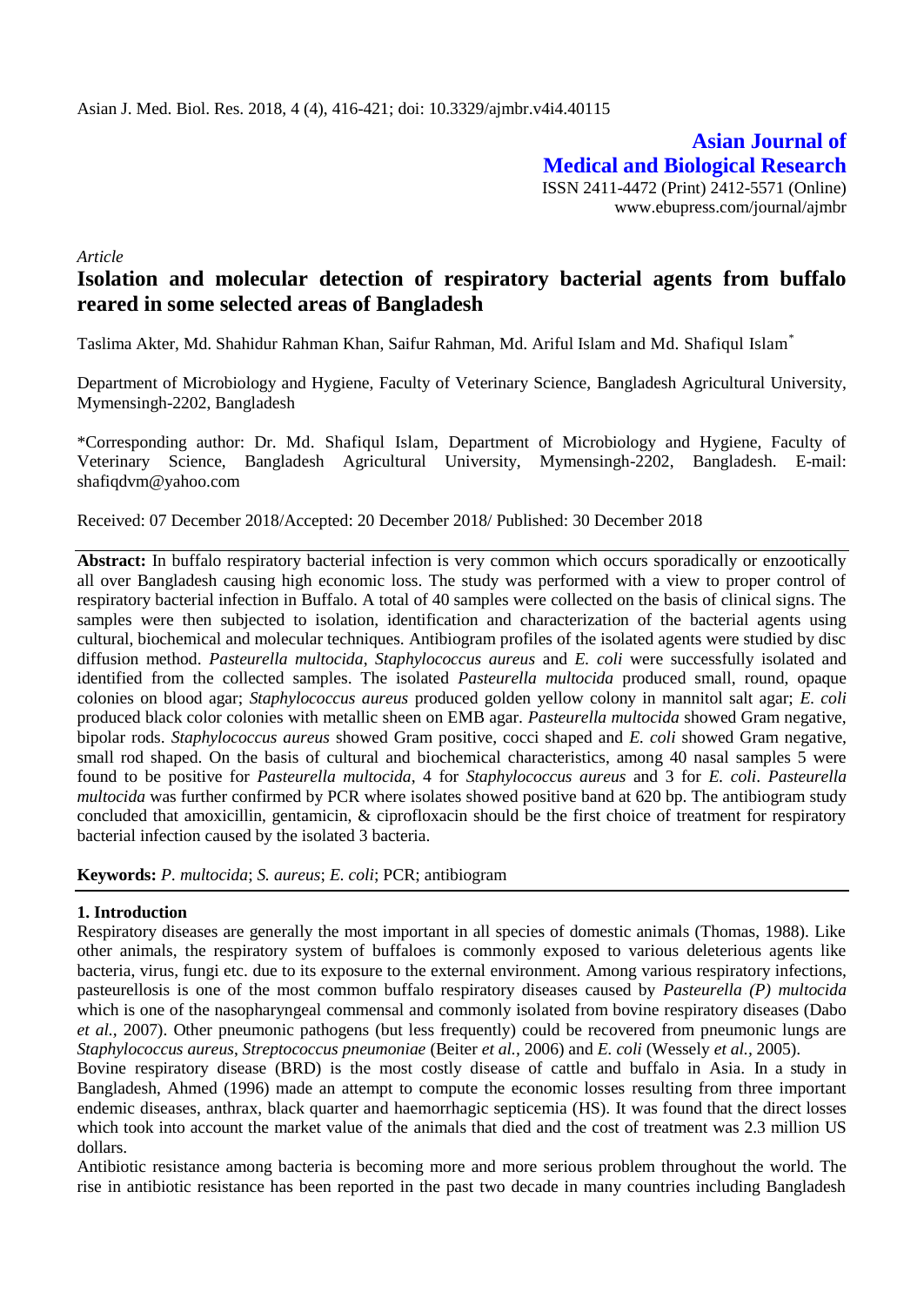# Asian Journal of Medical and Biological Research

ISSN 2411-4472 (Print) 2412-5571 (Online)
www.ebupress.com/journal/ajmbr

*Article*

## Isolation and molecular detection of respiratory bacterial agents from buffalo reared in some selected areas of Bangladesh

Taslima Akter, Md. Shahidur Rahman Khan, Saifur Rahman, Md. Ariful Islam and Md. Shafiqul Islam*

Department of Microbiology and Hygiene, Faculty of Veterinary Science, Bangladesh Agricultural University, Mymensingh-2202, Bangladesh

*Corresponding author: Dr. Md. Shafiqul Islam, Department of Microbiology and Hygiene, Faculty of Veterinary Science, Bangladesh Agricultural University, Mymensingh-2202, Bangladesh. E-mail: shafiqdvm@yahoo.com

Received: 07 December 2018/Accepted: 20 December 2018/ Published: 30 December 2018

**Abstract:** In buffalo respiratory bacterial infection is very common which occurs sporadically or enzootically all over Bangladesh causing high economic loss. The study was performed with a view to proper control of respiratory bacterial infection in Buffalo. A total of 40 samples were collected on the basis of clinical signs. The samples were then subjected to isolation, identification and characterization of the bacterial agents using cultural, biochemical and molecular techniques. Antibiogram profiles of the isolated agents were studied by disc diffusion method. *Pasteurella multocida*, *Staphylococcus aureus* and *E. coli* were successfully isolated and identified from the collected samples. The isolated *Pasteurella multocida* produced small, round, opaque colonies on blood agar; *Staphylococcus aureus* produced golden yellow colony in mannitol salt agar; *E. coli* produced black color colonies with metallic sheen on EMB agar. *Pasteurella multocida* showed Gram negative, bipolar rods. *Staphylococcus aureus* showed Gram positive, cocci shaped and *E. coli* showed Gram negative, small rod shaped. On the basis of cultural and biochemical characteristics, among 40 nasal samples 5 were found to be positive for *Pasteurella multocida*, 4 for *Staphylococcus aureus* and 3 for *E. coli*. *Pasteurella multocida* was further confirmed by PCR where isolates showed positive band at 620 bp. The antibiogram study concluded that amoxicillin, gentamicin, & ciprofloxacin should be the first choice of treatment for respiratory bacterial infection caused by the isolated 3 bacteria.

**Keywords:** *P. multocida*; *S. aureus*; *E. coli*; PCR; antibiogram

### 1. Introduction

Respiratory diseases are generally the most important in all species of domestic animals (Thomas, 1988). Like other animals, the respiratory system of buffaloes is commonly exposed to various deleterious agents like bacteria, virus, fungi etc. due to its exposure to the external environment. Among various respiratory infections, pasteurellosis is one of the most common buffalo respiratory diseases caused by *Pasteurella (P) multocida* which is one of the nasopharyngeal commensal and commonly isolated from bovine respiratory diseases (Dabo *et al.*, 2007). Other pneumonic pathogens (but less frequently) could be recovered from pneumonic lungs are *Staphylococcus aureus*, *Streptococcus pneumoniae* (Beiter *et al.*, 2006) and *E. coli* (Wessely *et al.*, 2005).

Bovine respiratory disease (BRD) is the most costly disease of cattle and buffalo in Asia. In a study in Bangladesh, Ahmed (1996) made an attempt to compute the economic losses resulting from three important endemic diseases, anthrax, black quarter and haemorrhagic septicemia (HS). It was found that the direct losses which took into account the market value of the animals that died and the cost of treatment was 2.3 million US dollars.

Antibiotic resistance among bacteria is becoming more and more serious problem throughout the world. The rise in antibiotic resistance has been reported in the past two decade in many countries including Bangladesh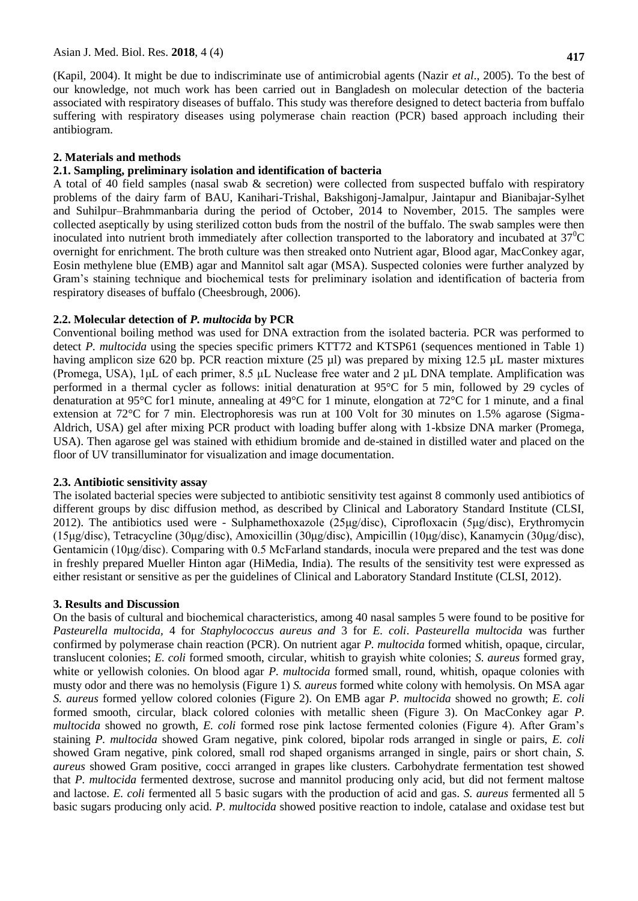(Kapil, 2004). It might be due to indiscriminate use of antimicrobial agents (Nazir *et al*., 2005). To the best of our knowledge, not much work has been carried out in Bangladesh on molecular detection of the bacteria associated with respiratory diseases of buffalo. This study was therefore designed to detect bacteria from buffalo suffering with respiratory diseases using polymerase chain reaction (PCR) based approach including their antibiogram.

## 2. Materials and methods

### 2.1. Sampling, preliminary isolation and identification of bacteria

A total of 40 field samples (nasal swab & secretion) were collected from suspected buffalo with respiratory problems of the dairy farm of BAU, Kanihari-Trishal, Bakshigonj-Jamalpur, Jaintapur and Bianibajar-Sylhet and Suhilpur–Brahmmanbaria during the period of October, 2014 to November, 2015. The samples were collected aseptically by using sterilized cotton buds from the nostril of the buffalo. The swab samples were then inoculated into nutrient broth immediately after collection transported to the laboratory and incubated at $37^0$C overnight for enrichment. The broth culture was then streaked onto Nutrient agar, Blood agar, MacConkey agar, Eosin methylene blue (EMB) agar and Mannitol salt agar (MSA). Suspected colonies were further analyzed by Gram's staining technique and biochemical tests for preliminary isolation and identification of bacteria from respiratory diseases of buffalo (Cheesbrough, 2006).

### 2.2. Molecular detection of *P. multocida* by PCR

Conventional boiling method was used for DNA extraction from the isolated bacteria. PCR was performed to detect *P. multocida* using the species specific primers KTT72 and KTSP61 (sequences mentioned in Table 1) having amplicon size 620 bp. PCR reaction mixture (25 µl) was prepared by mixing 12.5 µL master mixtures (Promega, USA), 1µL of each primer, 8.5 µL Nuclease free water and 2 µL DNA template. Amplification was performed in a thermal cycler as follows: initial denaturation at 95°C for 5 min, followed by 29 cycles of denaturation at 95°C for1 minute, annealing at 49°C for 1 minute, elongation at 72°C for 1 minute, and a final extension at 72°C for 7 min. Electrophoresis was run at 100 Volt for 30 minutes on 1.5% agarose (Sigma-Aldrich, USA) gel after mixing PCR product with loading buffer along with 1-kbsize DNA marker (Promega, USA). Then agarose gel was stained with ethidium bromide and de-stained in distilled water and placed on the floor of UV transilluminator for visualization and image documentation.

### 2.3. Antibiotic sensitivity assay

The isolated bacterial species were subjected to antibiotic sensitivity test against 8 commonly used antibiotics of different groups by disc diffusion method, as described by Clinical and Laboratory Standard Institute (CLSI, 2012). The antibiotics used were - Sulphamethoxazole (25μg/disc), Ciprofloxacin (5μg/disc), Erythromycin (15μg/disc), Tetracycline (30μg/disc), Amoxicillin (30μg/disc), Ampicillin (10μg/disc), Kanamycin (30μg/disc), Gentamicin (10μg/disc). Comparing with 0.5 McFarland standards, inocula were prepared and the test was done in freshly prepared Mueller Hinton agar (HiMedia, India). The results of the sensitivity test were expressed as either resistant or sensitive as per the guidelines of Clinical and Laboratory Standard Institute (CLSI, 2012).

## 3. Results and Discussion

On the basis of cultural and biochemical characteristics, among 40 nasal samples 5 were found to be positive for *Pasteurella multocida,* 4 for *Staphylococcus aureus and* 3 for *E. coli*. *Pasteurella multocida* was further confirmed by polymerase chain reaction (PCR). On nutrient agar *P. multocida* formed whitish, opaque, circular, translucent colonies; *E. coli* formed smooth, circular, whitish to grayish white colonies; *S. aureus* formed gray, white or yellowish colonies. On blood agar *P. multocida* formed small, round, whitish, opaque colonies with musty odor and there was no hemolysis (Figure 1) *S. aureus* formed white colony with hemolysis. On MSA agar *S. aureus* formed yellow colored colonies (Figure 2). On EMB agar *P. multocida* showed no growth; *E. coli* formed smooth, circular, black colored colonies with metallic sheen (Figure 3). On MacConkey agar *P. multocida* showed no growth, *E. coli* formed rose pink lactose fermented colonies (Figure 4). After Gram's staining *P. multocida* showed Gram negative, pink colored, bipolar rods arranged in single or pairs, *E. coli* showed Gram negative, pink colored, small rod shaped organisms arranged in single, pairs or short chain, *S. aureus* showed Gram positive, cocci arranged in grapes like clusters. Carbohydrate fermentation test showed that *P. multocida* fermented dextrose, sucrose and mannitol producing only acid, but did not ferment maltose and lactose. *E. coli* fermented all 5 basic sugars with the production of acid and gas. *S. aureus* fermented all 5 basic sugars producing only acid. *P. multocida* showed positive reaction to indole, catalase and oxidase test but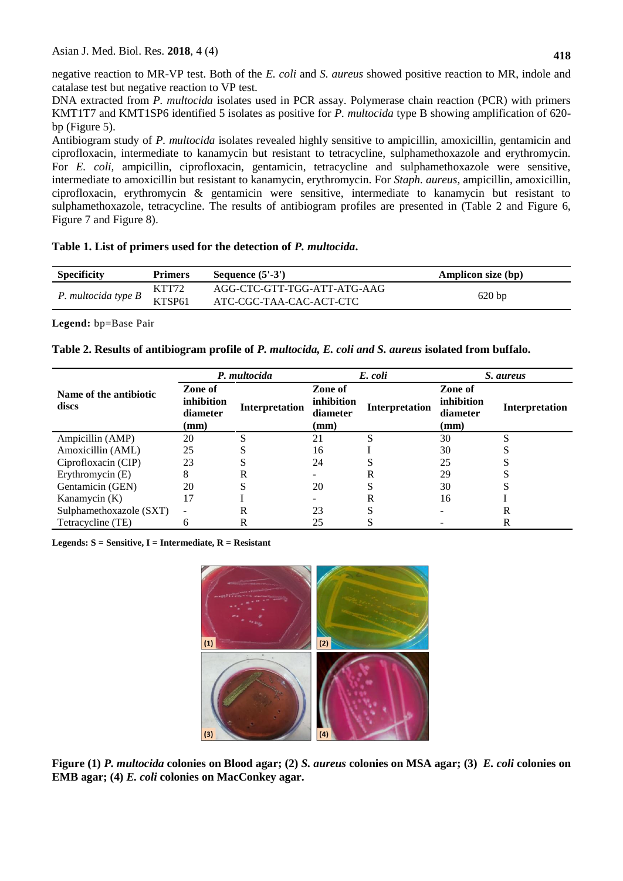negative reaction to MR-VP test. Both of the *E. coli* and *S. aureus* showed positive reaction to MR, indole and catalase test but negative reaction to VP test.

DNA extracted from *P. multocida* isolates used in PCR assay. Polymerase chain reaction (PCR) with primers KMT1T7 and KMT1SP6 identified 5 isolates as positive for *P. multocida* type B showing amplification of 620-bp (Figure 5).

Antibiogram study of *P. multocida* isolates revealed highly sensitive to ampicillin, amoxicillin, gentamicin and ciprofloxacin, intermediate to kanamycin but resistant to tetracycline, sulphamethoxazole and erythromycin. For *E. coli,* ampicillin, ciprofloxacin, gentamicin, tetracycline and sulphamethoxazole were sensitive, intermediate to amoxicillin but resistant to kanamycin, erythromycin. For *Staph. aureus,* ampicillin, amoxicillin, ciprofloxacin, erythromycin & gentamicin were sensitive, intermediate to kanamycin but resistant to sulphamethoxazole, tetracycline. The results of antibiogram profiles are presented in (Table 2 and Figure 6, Figure 7 and Figure 8).

**Table 1. List of primers used for the detection of *P. multocida*.**

| Specificity | Primers | Sequence (5'-3') | Amplicon size (bp) |
|---|---|---|---|
| *P. multocida type B* | KTT72 | AGG-CTC-GTT-TGG-ATT-ATG-AAG | 620 bp |
| | KTSP61 | ATC-CGC-TAA-CAC-ACT-CTC | |

**Legend:** bp=Base Pair

**Table 2. Results of antibiogram profile of *P. multocida, E. coli and S. aureus* isolated from buffalo.**

| Name of the antibiotic discs | *P. multocida* | | *E. coli* | | *S. aureus* | |
|---|---|---|---|---|---|---|
| | Zone of inhibition diameter (mm) | Interpretation | Zone of inhibition diameter (mm) | Interpretation | Zone of inhibition diameter (mm) | Interpretation |
| Ampicillin (AMP) | 20 | S | 21 | S | 30 | S |
| Amoxicillin (AML) | 25 | S | 16 | I | 30 | S |
| Ciprofloxacin (CIP) | 23 | S | 24 | S | 25 | S |
| Erythromycin (E) | 8 | R | - | R | 29 | S |
| Gentamicin (GEN) | 20 | S | 20 | S | 30 | S |
| Kanamycin (K) | 17 | I | - | R | 16 | I |
| Sulphamethoxazole (SXT) | - | R | 23 | S | - | R |
| Tetracycline (TE) | 6 | R | 25 | S | - | R |

**Legends: S = Sensitive, I = Intermediate, R = Resistant**

**Figure (1) *P. multocida* colonies on Blood agar; (2) *S. aureus* colonies on MSA agar; (3) *E. coli* colonies on EMB agar; (4) *E. coli* colonies on MacConkey agar.**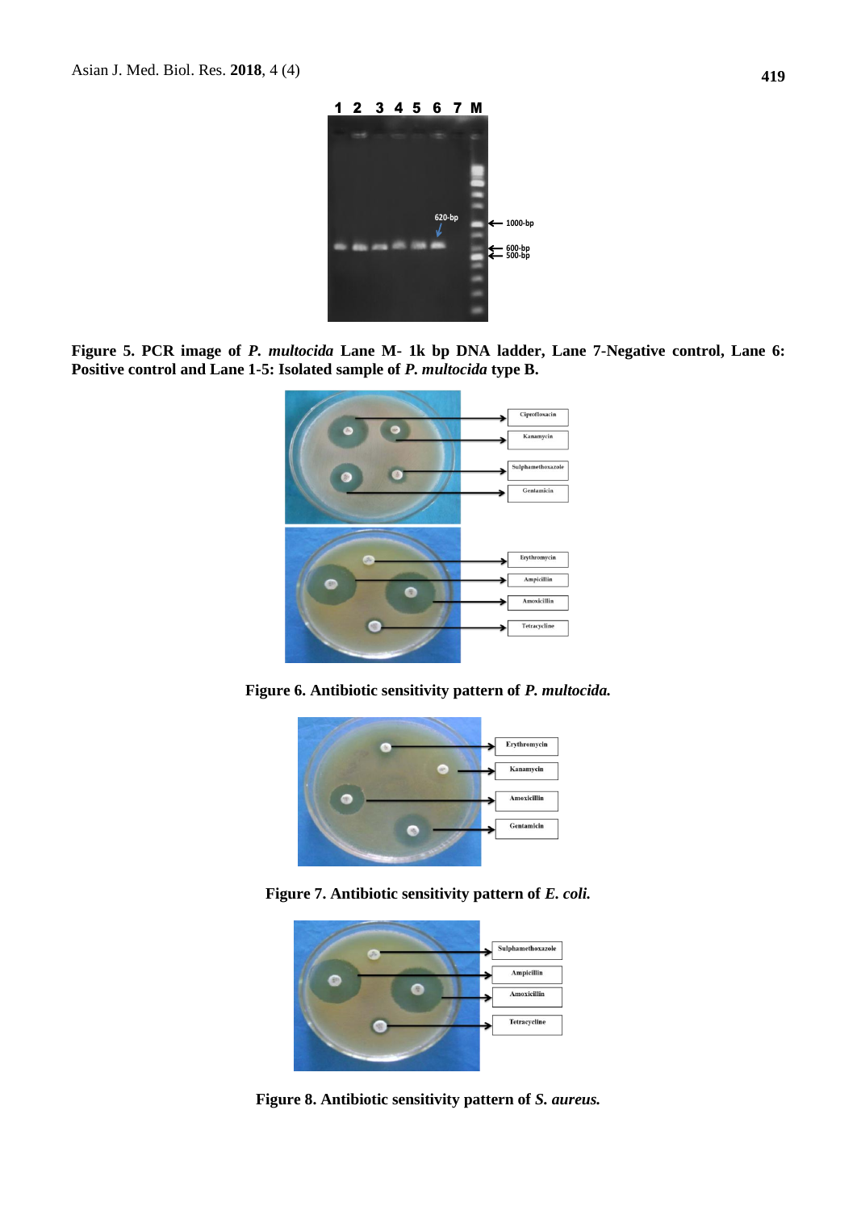**Figure 5. PCR image of *P. multocida* Lane M- 1k bp DNA ladder, Lane 7-Negative control, Lane 6: Positive control and Lane 1-5: Isolated sample of *P. multocida* type B.**

**Figure 6. Antibiotic sensitivity pattern of *P. multocida.***

**Figure 7. Antibiotic sensitivity pattern of *E. coli.***

**Figure 8. Antibiotic sensitivity pattern of *S. aureus.***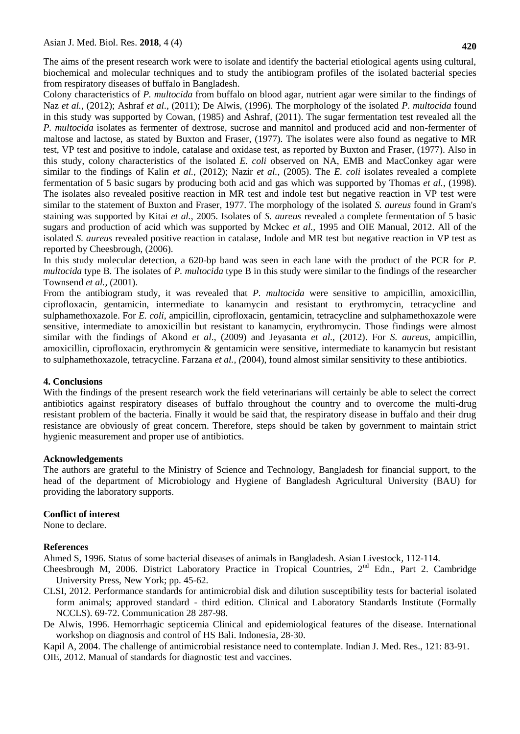The aims of the present research work were to isolate and identify the bacterial etiological agents using cultural, biochemical and molecular techniques and to study the antibiogram profiles of the isolated bacterial species from respiratory diseases of buffalo in Bangladesh.

Colony characteristics of *P. multocida* from buffalo on blood agar, nutrient agar were similar to the findings of Naz *et al*., (2012); Ashraf *et al*., (2011); De Alwis, (1996). The morphology of the isolated *P. multocida* found in this study was supported by Cowan, (1985) and Ashraf, (2011). The sugar fermentation test revealed all the *P. multocida* isolates as fermenter of dextrose, sucrose and mannitol and produced acid and non-fermenter of maltose and lactose, as stated by Buxton and Fraser, (1977). The isolates were also found as negative to MR test, VP test and positive to indole, catalase and oxidase test, as reported by Buxton and Fraser, (1977). Also in this study, colony characteristics of the isolated *E. coli* observed on NA, EMB and MacConkey agar were similar to the findings of Kalin *et al.*, (2012); Nazir *et al.*, (2005). The *E. coli* isolates revealed a complete fermentation of 5 basic sugars by producing both acid and gas which was supported by Thomas *et al.*, (1998). The isolates also revealed positive reaction in MR test and indole test but negative reaction in VP test were similar to the statement of Buxton and Fraser, 1977. The morphology of the isolated *S. aureus* found in Gram's staining was supported by Kitai *et al.*, 2005. Isolates of *S. aureus* revealed a complete fermentation of 5 basic sugars and production of acid which was supported by Mckec *et al.,* 1995 and OIE Manual, 2012. All of the isolated *S. aureus* revealed positive reaction in catalase, Indole and MR test but negative reaction in VP test as reported by Cheesbrough, (2006).

In this study molecular detection, a 620-bp band was seen in each lane with the product of the PCR for *P. multocida* type B. The isolates of *P. multocida* type B in this study were similar to the findings of the researcher Townsend *et al.,* (2001).

From the antibiogram study, it was revealed that *P. multocida* were sensitive to ampicillin, amoxicillin, ciprofloxacin, gentamicin, intermediate to kanamycin and resistant to erythromycin, tetracycline and sulphamethoxazole. For *E. coli,* ampicillin, ciprofloxacin, gentamicin, tetracycline and sulphamethoxazole were sensitive, intermediate to amoxicillin but resistant to kanamycin, erythromycin. Those findings were almost similar with the findings of Akond *et al*., (2009) and Jeyasanta *et al*., (2012). For *S. aureus,* ampicillin, amoxicillin, ciprofloxacin, erythromycin & gentamicin were sensitive, intermediate to kanamycin but resistant to sulphamethoxazole, tetracycline. Farzana *et al., (*2004), found almost similar sensitivity to these antibiotics.

## 4. Conclusions

With the findings of the present research work the field veterinarians will certainly be able to select the correct antibiotics against respiratory diseases of buffalo throughout the country and to overcome the multi-drug resistant problem of the bacteria. Finally it would be said that, the respiratory disease in buffalo and their drug resistance are obviously of great concern. Therefore, steps should be taken by government to maintain strict hygienic measurement and proper use of antibiotics.

## Acknowledgements

The authors are grateful to the Ministry of Science and Technology, Bangladesh for financial support, to the head of the department of Microbiology and Hygiene of Bangladesh Agricultural University (BAU) for providing the laboratory supports.

## Conflict of interest

None to declare.

## References

Ahmed S, 1996. Status of some bacterial diseases of animals in Bangladesh. Asian Livestock, 112-114.

Cheesbrough M, 2006. District Laboratory Practice in Tropical Countries, 2nd Edn., Part 2. Cambridge University Press, New York; pp. 45-62.

CLSI, 2012. Performance standards for antimicrobial disk and dilution susceptibility tests for bacterial isolated form animals; approved standard - third edition. Clinical and Laboratory Standards Institute (Formally NCCLS). 69-72. Communication 28 287-98.

De Alwis, 1996. Hemorrhagic septicemia Clinical and epidemiological features of the disease. International workshop on diagnosis and control of HS Bali. Indonesia, 28-30.

Kapil A, 2004. The challenge of antimicrobial resistance need to contemplate. Indian J. Med. Res., 121: 83-91.

OIE, 2012. Manual of standards for diagnostic test and vaccines.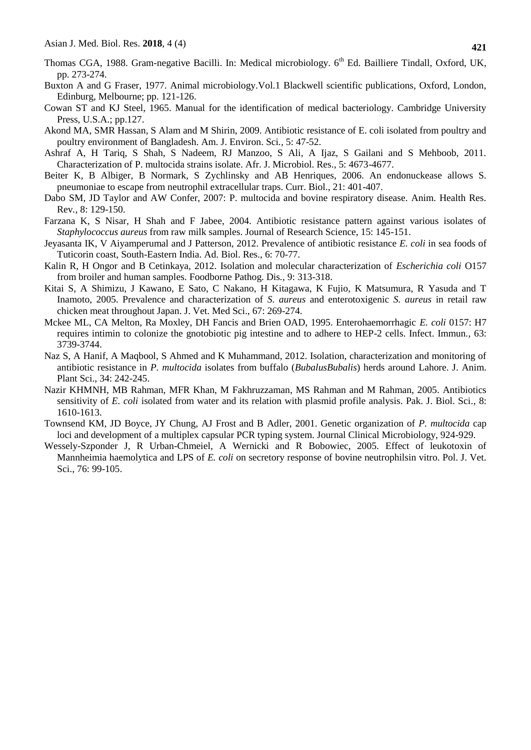Thomas CGA, 1988. Gram-negative Bacilli. In: Medical microbiology. 6th Ed. Bailliere Tindall, Oxford, UK, pp. 273-274.

Buxton A and G Fraser, 1977. Animal microbiology.Vol.1 Blackwell scientific publications, Oxford, London, Edinburg, Melbourne; pp. 121-126.

Cowan ST and KJ Steel, 1965. Manual for the identification of medical bacteriology. Cambridge University Press, U.S.A.; pp.127.

Akond MA, SMR Hassan, S Alam and M Shirin, 2009. Antibiotic resistance of E. coli isolated from poultry and poultry environment of Bangladesh. Am. J. Environ. Sci., 5: 47-52.

Ashraf A, H Tariq, S Shah, S Nadeem, RJ Manzoo, S Ali, A Ijaz, S Gailani and S Mehboob, 2011. Characterization of P. multocida strains isolate. Afr. J. Microbiol. Res., 5: 4673-4677.

Beiter K, B Albiger, B Normark, S Zychlinsky and AB Henriques, 2006. An endonuckease allows S. pneumoniae to escape from neutrophil extracellular traps. Curr. Biol., 21: 401-407.

Dabo SM, JD Taylor and AW Confer, 2007: P. multocida and bovine respiratory disease. Anim. Health Res. Rev., 8: 129-150.

Farzana K, S Nisar, H Shah and F Jabee, 2004. Antibiotic resistance pattern against various isolates of *Staphylococcus aureus* from raw milk samples. Journal of Research Science, 15: 145-151.

Jeyasanta IK, V Aiyamperumal and J Patterson, 2012. Prevalence of antibiotic resistance *E. coli* in sea foods of Tuticorin coast, South-Eastern India. Ad. Biol. Res., 6: 70-77.

Kalin R, H Ongor and B Cetinkaya, 2012. Isolation and molecular characterization of *Escherichia coli* O157 from broiler and human samples. Foodborne Pathog. Dis., 9: 313-318.

Kitai S, A Shimizu, J Kawano, E Sato, C Nakano, H Kitagawa, K Fujio, K Matsumura, R Yasuda and T Inamoto, 2005. Prevalence and characterization of *S. aureus* and enterotoxigenic *S. aureus* in retail raw chicken meat throughout Japan. J. Vet. Med Sci., 67: 269-274.

Mckee ML, CA Melton, Ra Moxley, DH Fancis and Brien OAD, 1995. Enterohaemorrhagic *E. coli* 0157: H7 requires intimin to colonize the gnotobiotic pig intestine and to adhere to HEP-2 cells. Infect. Immun., 63: 3739-3744.

Naz S, A Hanif, A Maqbool, S Ahmed and K Muhammand, 2012. Isolation, characterization and monitoring of antibiotic resistance in *P. multocida* isolates from buffalo (*BubalusBubalis*) herds around Lahore. J. Anim. Plant Sci., 34: 242-245.

Nazir KHMNH, MB Rahman, MFR Khan, M Fakhruzzaman, MS Rahman and M Rahman, 2005. Antibiotics sensitivity of *E. coli* isolated from water and its relation with plasmid profile analysis. Pak. J. Biol. Sci., 8: 1610-1613.

Townsend KM, JD Boyce, JY Chung, AJ Frost and B Adler, 2001. Genetic organization of *P. multocida* cap loci and development of a multiplex capsular PCR typing system. Journal Clinical Microbiology, 924-929.

Wessely-Szponder J, R Urban-Chmeiel, A Wernicki and R Bobowiec, 2005. Effect of leukotoxin of Mannheimia haemolytica and LPS of *E. coli* on secretory response of bovine neutrophilsin vitro. Pol. J. Vet. Sci., 76: 99-105.